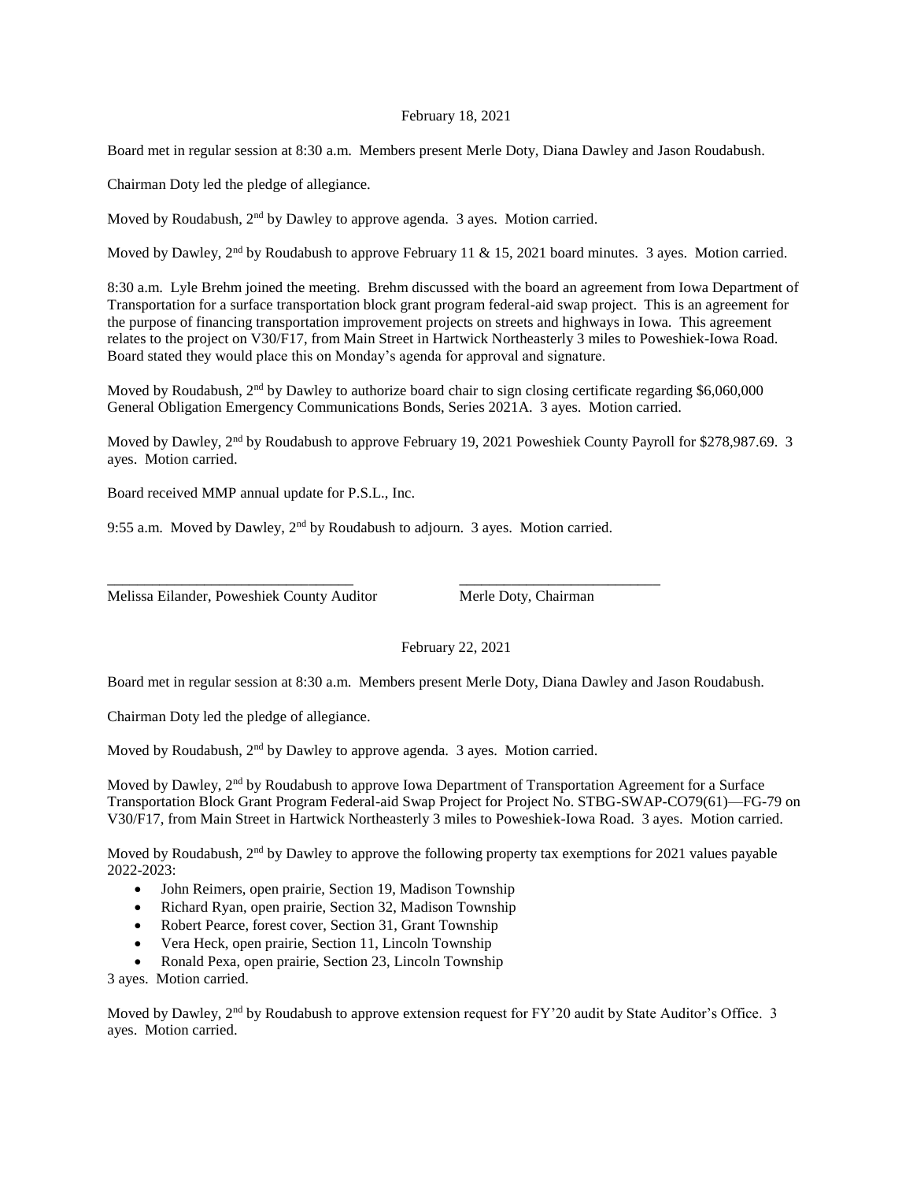February 18, 2021

Board met in regular session at 8:30 a.m. Members present Merle Doty, Diana Dawley and Jason Roudabush.

Chairman Doty led the pledge of allegiance.

Moved by Roudabush, 2nd by Dawley to approve agenda. 3 ayes. Motion carried.

Moved by Dawley, 2nd by Roudabush to approve February 11 & 15, 2021 board minutes. 3 ayes. Motion carried.

8:30 a.m. Lyle Brehm joined the meeting. Brehm discussed with the board an agreement from Iowa Department of Transportation for a surface transportation block grant program federal-aid swap project. This is an agreement for the purpose of financing transportation improvement projects on streets and highways in Iowa. This agreement relates to the project on V30/F17, from Main Street in Hartwick Northeasterly 3 miles to Poweshiek-Iowa Road. Board stated they would place this on Monday's agenda for approval and signature.

Moved by Roudabush, 2nd by Dawley to authorize board chair to sign closing certificate regarding $6,060,000 General Obligation Emergency Communications Bonds, Series 2021A. 3 ayes. Motion carried.

Moved by Dawley, 2nd by Roudabush to approve February 19, 2021 Poweshiek County Payroll for $278,987.69. 3 ayes. Motion carried.

Board received MMP annual update for P.S.L., Inc.

9:55 a.m. Moved by Dawley, 2nd by Roudabush to adjourn. 3 ayes. Motion carried.

\_\_\_\_\_\_\_\_\_\_\_\_\_\_\_\_\_\_\_\_\_\_\_\_\_\_\_\_\_\_\_\_ \_\_\_\_\_\_\_\_\_\_\_\_\_\_\_\_\_\_\_\_\_\_\_\_\_\_\_

Melissa Eilander, Poweshiek County Auditor Merle Doty, Chairman

February 22, 2021

Board met in regular session at 8:30 a.m. Members present Merle Doty, Diana Dawley and Jason Roudabush.

Chairman Doty led the pledge of allegiance.

Moved by Roudabush, 2nd by Dawley to approve agenda. 3 ayes. Motion carried.

Moved by Dawley, 2nd by Roudabush to approve Iowa Department of Transportation Agreement for a Surface Transportation Block Grant Program Federal-aid Swap Project for Project No. STBG-SWAP-CO79(61)—FG-79 on V30/F17, from Main Street in Hartwick Northeasterly 3 miles to Poweshiek-Iowa Road. 3 ayes. Motion carried.

Moved by Roudabush, 2nd by Dawley to approve the following property tax exemptions for 2021 values payable 2022-2023:

- John Reimers, open prairie, Section 19, Madison Township
- Richard Ryan, open prairie, Section 32, Madison Township
- Robert Pearce, forest cover, Section 31, Grant Township
- Vera Heck, open prairie, Section 11, Lincoln Township
- Ronald Pexa, open prairie, Section 23, Lincoln Township

3 ayes. Motion carried.

Moved by Dawley, 2nd by Roudabush to approve extension request for FY'20 audit by State Auditor's Office. 3 ayes. Motion carried.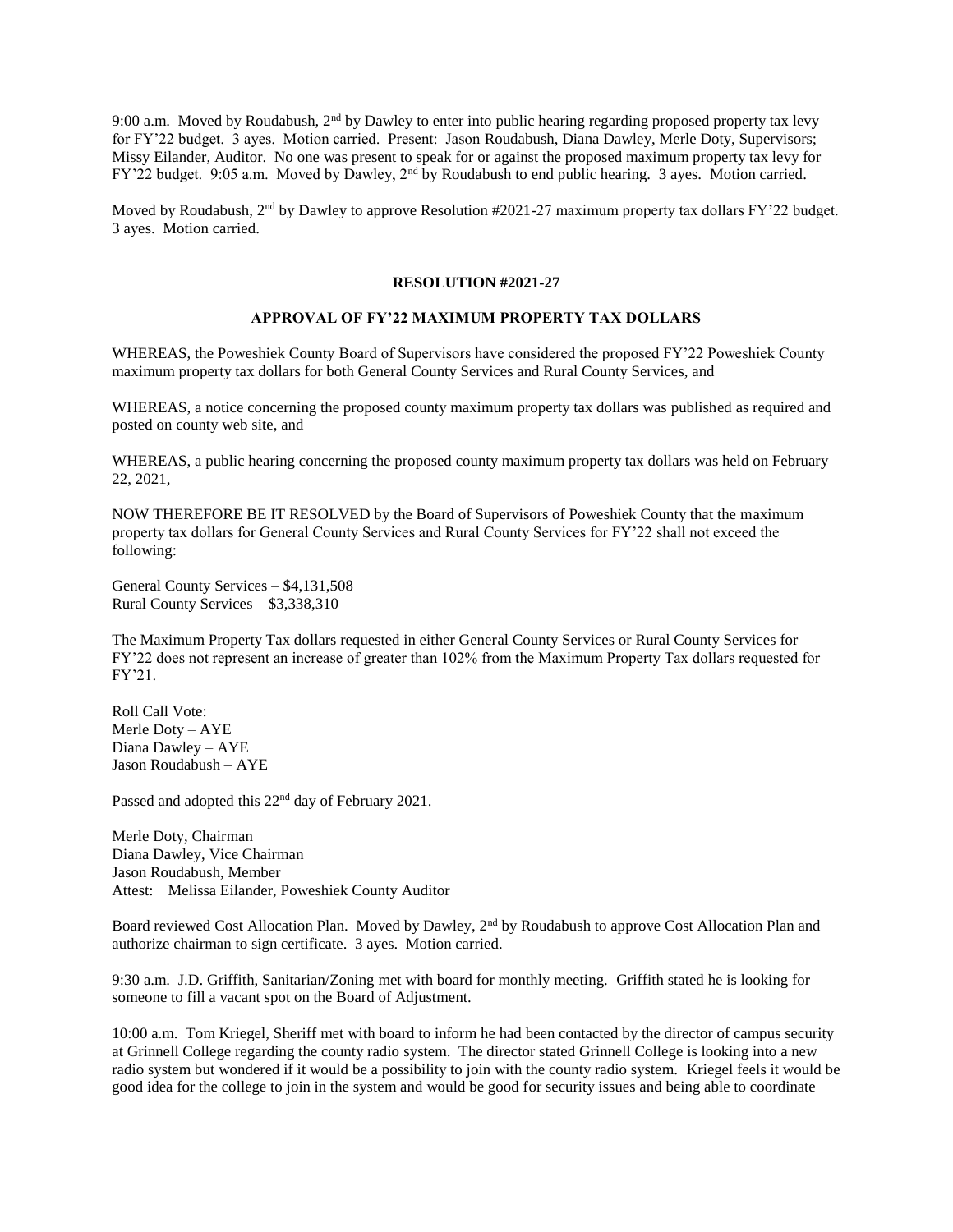9:00 a.m. Moved by Roudabush, 2nd by Dawley to enter into public hearing regarding proposed property tax levy for FY'22 budget. 3 ayes. Motion carried. Present: Jason Roudabush, Diana Dawley, Merle Doty, Supervisors; Missy Eilander, Auditor. No one was present to speak for or against the proposed maximum property tax levy for FY'22 budget. 9:05 a.m. Moved by Dawley, 2nd by Roudabush to end public hearing. 3 ayes. Motion carried.

Moved by Roudabush, 2nd by Dawley to approve Resolution #2021-27 maximum property tax dollars FY'22 budget. 3 ayes. Motion carried.

**RESOLUTION #2021-27**

**APPROVAL OF FY'22 MAXIMUM PROPERTY TAX DOLLARS**

WHEREAS, the Poweshiek County Board of Supervisors have considered the proposed FY'22 Poweshiek County maximum property tax dollars for both General County Services and Rural County Services, and

WHEREAS, a notice concerning the proposed county maximum property tax dollars was published as required and posted on county web site, and

WHEREAS, a public hearing concerning the proposed county maximum property tax dollars was held on February 22, 2021,

NOW THEREFORE BE IT RESOLVED by the Board of Supervisors of Poweshiek County that the maximum property tax dollars for General County Services and Rural County Services for FY'22 shall not exceed the following:

General County Services – $4,131,508
Rural County Services – $3,338,310

The Maximum Property Tax dollars requested in either General County Services or Rural County Services for FY'22 does not represent an increase of greater than 102% from the Maximum Property Tax dollars requested for FY'21.

Roll Call Vote:
Merle Doty – AYE
Diana Dawley – AYE
Jason Roudabush – AYE

Passed and adopted this 22nd day of February 2021.

Merle Doty, Chairman
Diana Dawley, Vice Chairman
Jason Roudabush, Member
Attest: Melissa Eilander, Poweshiek County Auditor

Board reviewed Cost Allocation Plan. Moved by Dawley, 2nd by Roudabush to approve Cost Allocation Plan and authorize chairman to sign certificate. 3 ayes. Motion carried.

9:30 a.m. J.D. Griffith, Sanitarian/Zoning met with board for monthly meeting. Griffith stated he is looking for someone to fill a vacant spot on the Board of Adjustment.

10:00 a.m. Tom Kriegel, Sheriff met with board to inform he had been contacted by the director of campus security at Grinnell College regarding the county radio system. The director stated Grinnell College is looking into a new radio system but wondered if it would be a possibility to join with the county radio system. Kriegel feels it would be good idea for the college to join in the system and would be good for security issues and being able to coordinate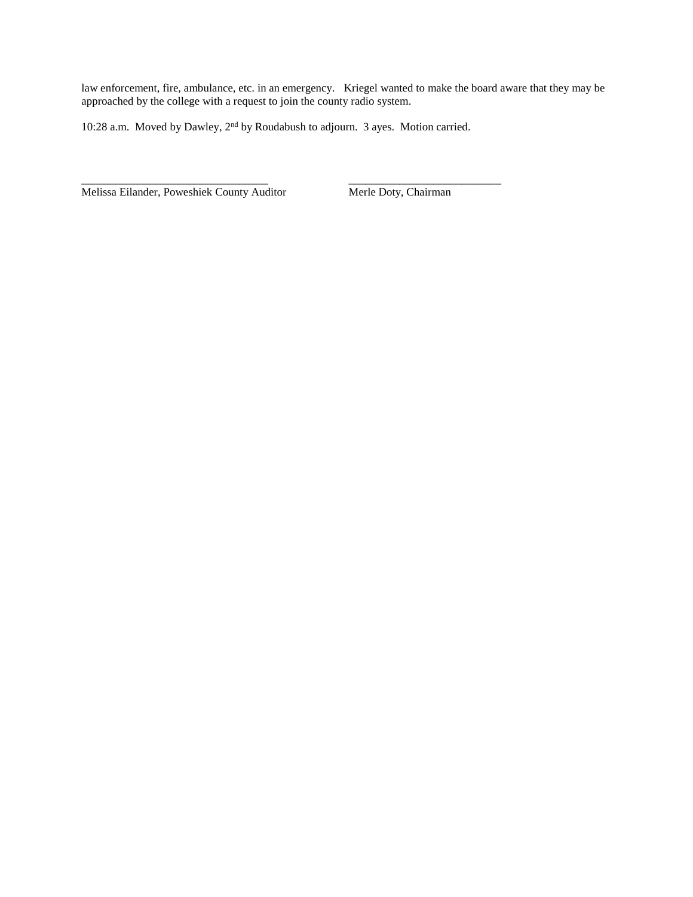law enforcement, fire, ambulance, etc. in an emergency. Kriegel wanted to make the board aware that they may be approached by the college with a request to join the county radio system.

10:28 a.m. Moved by Dawley, 2nd by Roudabush to adjourn. 3 ayes. Motion carried.

_________________________________ _________________________

Melissa Eilander, Poweshiek County Auditor Merle Doty, Chairman